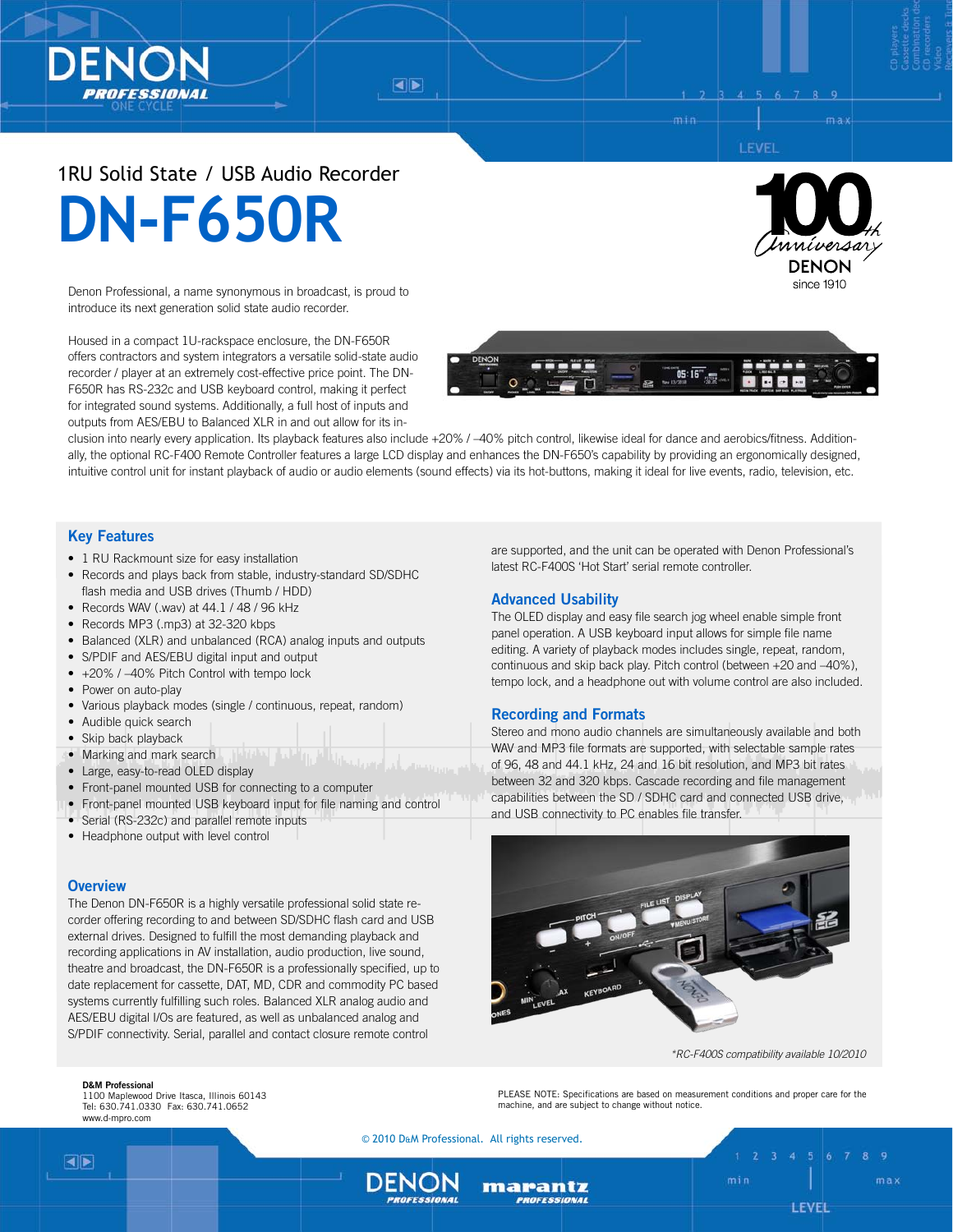# DENON PROFESSIONAL

1RU Solid State / USB Audio Recorder

# DN-F650R

Denon Professional, a name synonymous in broadcast, is proud to introduce its next generation solid state audio recorder.

Housed in a compact 1U-rackspace enclosure, the DN-F650R offers contractors and system integrators a versatile solid-state audio recorder / player at an extremely cost-effective price point. The DN-F650R has RS-232c and USB keyboard control, making it perfect for integrated sound systems. Additionally, a full host of inputs and outputs from AES/EBU to Balanced XLR in and out allow for its inclusion into nearly every application. Its playback features also include +20% / –40% pitch control, likewise ideal for dance and aerobics/fitness. Additionally, the optional RC-F400 Remote Controller features a large LCD display and enhances the DN-F650's capability by providing an ergonomically designed, intuitive control unit for instant playback of audio or audio elements (sound effects) via its hot-buttons, making it ideal for live events, radio, television, etc.

## Key Features

- 1 RU Rackmount size for easy installation
- Records and plays back from stable, industry-standard SD/SDHC flash media and USB drives (Thumb / HDD)
- Records WAV (.wav) at 44.1 / 48 / 96 kHz
- Records MP3 (.mp3) at 32-320 kbps
- Balanced (XLR) and unbalanced (RCA) analog inputs and outputs
- S/PDIF and AES/EBU digital input and output
- +20% / –40% Pitch Control with tempo lock
- Power on auto-play
- Various playback modes (single / continuous, repeat, random)
- Audible quick search
- Skip back playback
- Marking and mark search
- Large, easy-to-read OLED display
- Front-panel mounted USB for connecting to a computer
- Front-panel mounted USB keyboard input for file naming and control
- Serial (RS-232c) and parallel remote inputs
- Headphone output with level control

## Overview

The Denon DN-F650R is a highly versatile professional solid state recorder offering recording to and between SD/SDHC flash card and USB external drives. Designed to fulfill the most demanding playback and recording applications in AV installation, audio production, live sound, theatre and broadcast, the DN-F650R is a professionally specified, up to date replacement for cassette, DAT, MD, CDR and commodity PC based systems currently fulfilling such roles. Balanced XLR analog audio and AES/EBU digital I/Os are featured, as well as unbalanced analog and S/PDIF connectivity. Serial, parallel and contact closure remote control are supported, and the unit can be operated with Denon Professional's latest RC-F400S 'Hot Start' serial remote controller.

## Advanced Usability

The OLED display and easy file search jog wheel enable simple front panel operation. A USB keyboard input allows for simple file name editing. A variety of playback modes includes single, repeat, random, continuous and skip back play. Pitch control (between +20 and –40%), tempo lock, and a headphone out with volume control are also included.

## Recording and Formats

Stereo and mono audio channels are simultaneously available and both WAV and MP3 file formats are supported, with selectable sample rates of 96, 48 and 44.1 kHz, 24 and 16 bit resolution, and MP3 bit rates between 32 and 320 kbps. Cascade recording and file management capabilities between the SD / SDHC card and connected USB drive, and USB connectivity to PC enables file transfer.

*RC-F400S compatibility available 10/2010*

**D&M Professional**
1100 Maplewood Drive Itasca, Illinois 60143
Tel: 630.741.0330 Fax: 630.741.0652
www.d-mpro.com

PLEASE NOTE: Specifications are based on measurement conditions and proper care for the machine, and are subject to change without notice.

© 2010 D&M Professional. All rights reserved.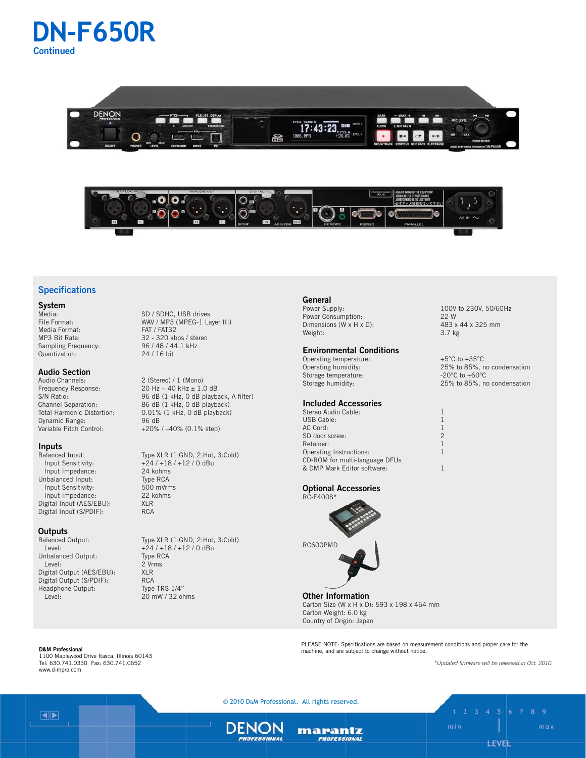# DN-F650R

Continued

## Specifications

### System

| | |
|---|---|
| Media: | SD / SDHC, USB drives |
| File Format: | WAV / MP3 (MPEG-1 Layer III) |
| Media Format: | FAT / FAT32 |
| MP3 Bit Rate: | 32 - 320 kbps / stereo |
| Sampling Frequency: | 96 / 48 / 44.1 kHz |
| Quantization: | 24 / 16 bit |

### Audio Section

| | |
|---|---|
| Audio Channels: | 2 (Stereo) / 1 (Mono) |
| Frequency Response: | 20 Hz ~ 40 kHz ± 1.0 dB |
| S/N Ratio: | 96 dB (1 kHz, 0 dB playback, A filter) |
| Channel Separation: | 86 dB (1 kHz, 0 dB playback) |
| Total Harmonic Distortion: | 0.01% (1 kHz, 0 dB playback) |
| Dynamic Range: | 96 dB |
| Variable Pitch Control: | +20% / –40% (0.1% step) |

### Inputs

| | |
|---|---|
| Balanced Input: | Type XLR (1:GND, 2:Hot, 3:Cold) |
| Input Sensitivity: | +24 / +18 / +12 / 0 dBu |
| Input Impedance: | 24 kohms |
| Unbalanced Input: | Type RCA |
| Input Sensitivity: | 500 mVrms |
| Input Impedance: | 22 kohms |
| Digital Input (AES/EBU): | XLR |
| Digital Input (S/PDIF): | RCA |

### Outputs

| | |
|---|---|
| Balanced Output: | Type XLR (1:GND, 2:Hot, 3:Cold) |
| Level: | +24 / +18 / +12 / 0 dBu |
| Unbalanced Output: | Type RCA |
| Level: | 2 Vrms |
| Digital Output (AES/EBU): | XLR |
| Digital Output (S/PDIF): | RCA |
| Headphone Output: | Type TRS 1/4" |
| Level: | 20 mW / 32 ohms |

### General

| | |
|---|---|
| Power Supply: | 100V to 230V, 50/60Hz |
| Power Consumption: | 22 W |
| Dimensions (W x H x D): | 483 x 44 x 325 mm |
| Weight: | 3.7 kg |

### Environmental Conditions

| | |
|---|---|
| Operating temperature: | +5°C to +35°C |
| Operating humidity: | 25% to 85%, no condensation |
| Storage temperature: | -20°C to +60°C |
| Storage humidity: | 25% to 85%, no condensation |

### Included Accessories

| | |
|---|---|
| Stereo Audio Cable: | 1 |
| USB Cable: | 1 |
| AC Cord: | 1 |
| SD door screw: | 2 |
| Retainer: | 1 |
| Operating Instructions: | 1 |
| CD-ROM for multi-language DFUs & DMP Mark Editor software: | 1 |

### Optional Accessories

RC-F400S*

RC600PMD

### Other Information

Carton Size (W x H x D): 593 x 198 x 464 mm
Carton Weight: 6.0 kg
Country of Origin: Japan

**D&M Professional**
1100 Maplewood Drive Itasca, Illinois 60143
Tel: 630.741.0330 Fax: 630.741.0652
www.d-mpro.com

PLEASE NOTE: Specifications are based on measurement conditions and proper care for the machine, and are subject to change without notice.

*\*Updated firmware will be released in Oct. 2010.*

© 2010 D&M Professional. All rights reserved.